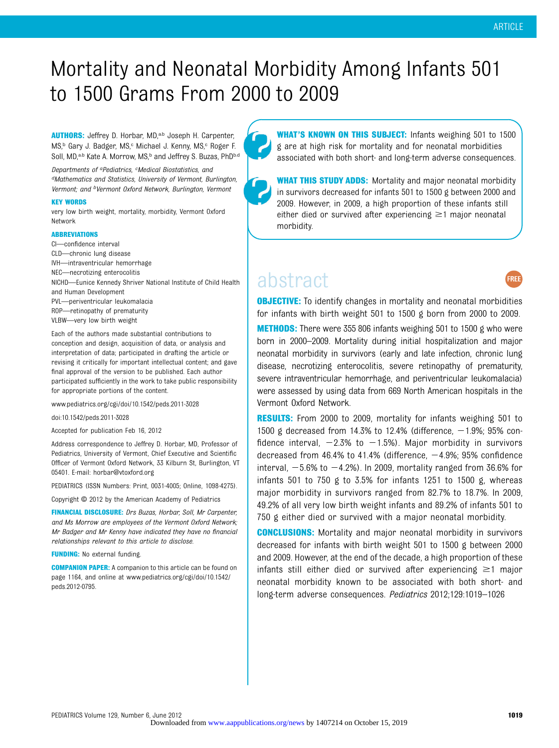ARTICLE

# Mortality and Neonatal Morbidity Among Infants 501 to 1500 Grams From 2000 to 2009

**AUTHORS:** Jeffrey D. Horbar, MD,[a,b] Joseph H. Carpenter, MS,[b] Gary J. Badger, MS,[c] Michael J. Kenny, MS,[c] Roger F. Soll, MD,[a,b] Kate A. Morrow, MS,[b] and Jeffrey S. Buzas, PhD[b,d]

*Departments of [a]Pediatrics, [c]Medical Biostatistics, and [d]Mathematics and Statistics, University of Vermont, Burlington, Vermont; and [b]Vermont Oxford Network, Burlington, Vermont*

**KEY WORDS**

very low birth weight, mortality, morbidity, Vermont Oxford Network

**ABBREVIATIONS**

CI—confidence interval
CLD—chronic lung disease
IVH—intraventricular hemorrhage
NEC—necrotizing enterocolitis
NICHD—Eunice Kennedy Shriver National Institute of Child Health and Human Development
PVL—periventricular leukomalacia
ROP—retinopathy of prematurity
VLBW—very low birth weight

Each of the authors made substantial contributions to conception and design, acquisition of data, or analysis and interpretation of data; participated in drafting the article or revising it critically for important intellectual content; and gave final approval of the version to be published. Each author participated sufficiently in the work to take public responsibility for appropriate portions of the content.

www.pediatrics.org/cgi/doi/10.1542/peds.2011-3028

doi:10.1542/peds.2011-3028

Accepted for publication Feb 16, 2012

Address correspondence to Jeffrey D. Horbar, MD, Professor of Pediatrics, University of Vermont, Chief Executive and Scientific Officer of Vermont Oxford Network, 33 Kilburn St, Burlington, VT 05401. E-mail: horbar@vtoxford.org

PEDIATRICS (ISSN Numbers: Print, 0031-4005; Online, 1098-4275).

Copyright © 2012 by the American Academy of Pediatrics

**FINANCIAL DISCLOSURE:** *Drs Buzas, Horbar, Soll, Mr Carpenter, and Ms Morrow are employees of the Vermont Oxford Network; Mr Badger and Mr Kenny have indicated they have no financial relationships relevant to this article to disclose.*

**FUNDING:** No external funding.

**COMPANION PAPER:** A companion to this article can be found on page 1164, and online at www.pediatrics.org/cgi/doi/10.1542/peds.2012-0795.

**WHAT'S KNOWN ON THIS SUBJECT:** Infants weighing 501 to 1500 g are at high risk for mortality and for neonatal morbidities associated with both short- and long-term adverse consequences.

**WHAT THIS STUDY ADDS:** Mortality and major neonatal morbidity in survivors decreased for infants 501 to 1500 g between 2000 and 2009. However, in 2009, a high proportion of these infants still either died or survived after experiencing ≥1 major neonatal morbidity.

## abstract

FREE

**OBJECTIVE:** To identify changes in mortality and neonatal morbidities for infants with birth weight 501 to 1500 g born from 2000 to 2009.

**METHODS:** There were 355 806 infants weighing 501 to 1500 g who were born in 2000–2009. Mortality during initial hospitalization and major neonatal morbidity in survivors (early and late infection, chronic lung disease, necrotizing enterocolitis, severe retinopathy of prematurity, severe intraventricular hemorrhage, and periventricular leukomalacia) were assessed by using data from 669 North American hospitals in the Vermont Oxford Network.

**RESULTS:** From 2000 to 2009, mortality for infants weighing 501 to 1500 g decreased from 14.3% to 12.4% (difference, −1.9%; 95% confidence interval, −2.3% to −1.5%). Major morbidity in survivors decreased from 46.4% to 41.4% (difference, −4.9%; 95% confidence interval, −5.6% to −4.2%). In 2009, mortality ranged from 36.6% for infants 501 to 750 g to 3.5% for infants 1251 to 1500 g, whereas major morbidity in survivors ranged from 82.7% to 18.7%. In 2009, 49.2% of all very low birth weight infants and 89.2% of infants 501 to 750 g either died or survived with a major neonatal morbidity.

**CONCLUSIONS:** Mortality and major neonatal morbidity in survivors decreased for infants with birth weight 501 to 1500 g between 2000 and 2009. However, at the end of the decade, a high proportion of these infants still either died or survived after experiencing ≥1 major neonatal morbidity known to be associated with both short- and long-term adverse consequences. *Pediatrics* 2012;129:1019–1026

Downloaded from www.aappublications.org/news by 1407214 on October 15, 2019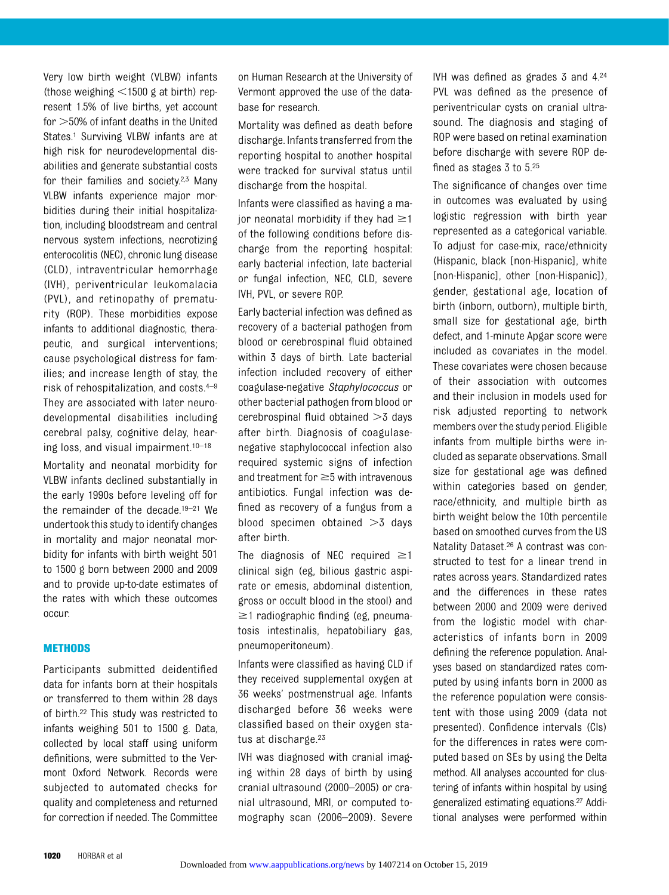Very low birth weight (VLBW) infants (those weighing <1500 g at birth) represent 1.5% of live births, yet account for >50% of infant deaths in the United States.[1] Surviving VLBW infants are at high risk for neurodevelopmental disabilities and generate substantial costs for their families and society.[2,3] Many VLBW infants experience major morbidities during their initial hospitalization, including bloodstream and central nervous system infections, necrotizing enterocolitis (NEC), chronic lung disease (CLD), intraventricular hemorrhage (IVH), periventricular leukomalacia (PVL), and retinopathy of prematurity (ROP). These morbidities expose infants to additional diagnostic, therapeutic, and surgical interventions; cause psychological distress for families; and increase length of stay, the risk of rehospitalization, and costs.[4–9] They are associated with later neurodevelopmental disabilities including cerebral palsy, cognitive delay, hearing loss, and visual impairment.[10–18]

Mortality and neonatal morbidity for VLBW infants declined substantially in the early 1990s before leveling off for the remainder of the decade.[19–21] We undertook this study to identify changes in mortality and major neonatal morbidity for infants with birth weight 501 to 1500 g born between 2000 and 2009 and to provide up-to-date estimates of the rates with which these outcomes occur.

## METHODS

Participants submitted deidentified data for infants born at their hospitals or transferred to them within 28 days of birth.[22] This study was restricted to infants weighing 501 to 1500 g. Data, collected by local staff using uniform definitions, were submitted to the Vermont Oxford Network. Records were subjected to automated checks for quality and completeness and returned for correction if needed. The Committee on Human Research at the University of Vermont approved the use of the database for research.

Mortality was defined as death before discharge. Infants transferred from the reporting hospital to another hospital were tracked for survival status until discharge from the hospital.

Infants were classified as having a major neonatal morbidity if they had ≥1 of the following conditions before discharge from the reporting hospital: early bacterial infection, late bacterial or fungal infection, NEC, CLD, severe IVH, PVL, or severe ROP.

Early bacterial infection was defined as recovery of a bacterial pathogen from blood or cerebrospinal fluid obtained within 3 days of birth. Late bacterial infection included recovery of either coagulase-negative *Staphylococcus* or other bacterial pathogen from blood or cerebrospinal fluid obtained >3 days after birth. Diagnosis of coagulase-negative staphylococcal infection also required systemic signs of infection and treatment for ≥5 with intravenous antibiotics. Fungal infection was defined as recovery of a fungus from a blood specimen obtained >3 days after birth.

The diagnosis of NEC required ≥1 clinical sign (eg, bilious gastric aspirate or emesis, abdominal distention, gross or occult blood in the stool) and ≥1 radiographic finding (eg, pneumatosis intestinalis, hepatobiliary gas, pneumoperitoneum).

Infants were classified as having CLD if they received supplemental oxygen at 36 weeks' postmenstrual age. Infants discharged before 36 weeks were classified based on their oxygen status at discharge.[23]

IVH was diagnosed with cranial imaging within 28 days of birth by using cranial ultrasound (2000–2005) or cranial ultrasound, MRI, or computed tomography scan (2006–2009). Severe IVH was defined as grades 3 and 4.[24] PVL was defined as the presence of periventricular cysts on cranial ultrasound. The diagnosis and staging of ROP were based on retinal examination before discharge with severe ROP defined as stages 3 to 5.[25]

The significance of changes over time in outcomes was evaluated by using logistic regression with birth year represented as a categorical variable. To adjust for case-mix, race/ethnicity (Hispanic, black [non-Hispanic], white [non-Hispanic], other [non-Hispanic]), gender, gestational age, location of birth (inborn, outborn), multiple birth, small size for gestational age, birth defect, and 1-minute Apgar score were included as covariates in the model. These covariates were chosen because of their association with outcomes and their inclusion in models used for risk adjusted reporting to network members over the study period. Eligible infants from multiple births were included as separate observations. Small size for gestational age was defined within categories based on gender, race/ethnicity, and multiple birth as birth weight below the 10th percentile based on smoothed curves from the US Natality Dataset.[26] A contrast was constructed to test for a linear trend in rates across years. Standardized rates and the differences in these rates between 2000 and 2009 were derived from the logistic model with characteristics of infants born in 2009 defining the reference population. Analyses based on standardized rates computed by using infants born in 2000 as the reference population were consistent with those using 2009 (data not presented). Confidence intervals (CIs) for the differences in rates were computed based on SEs by using the Delta method. All analyses accounted for clustering of infants within hospital by using generalized estimating equations.[27] Additional analyses were performed within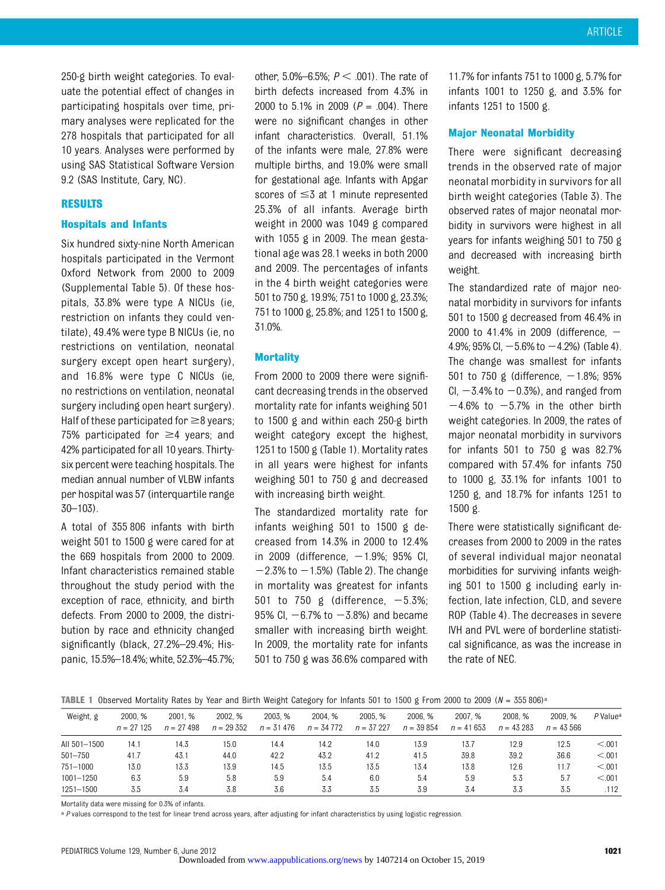250-g birth weight categories. To evaluate the potential effect of changes in participating hospitals over time, primary analyses were replicated for the 278 hospitals that participated for all 10 years. Analyses were performed by using SAS Statistical Software Version 9.2 (SAS Institute, Cary, NC).

## RESULTS

### Hospitals and Infants

Six hundred sixty-nine North American hospitals participated in the Vermont Oxford Network from 2000 to 2009 (Supplemental Table 5). Of these hospitals, 33.8% were type A NICUs (ie, restriction on infants they could ventilate), 49.4% were type B NICUs (ie, no restrictions on ventilation, neonatal surgery except open heart surgery), and 16.8% were type C NICUs (ie, no restrictions on ventilation, neonatal surgery including open heart surgery). Half of these participated for ≥8 years; 75% participated for ≥4 years; and 42% participated for all 10 years. Thirty-six percent were teaching hospitals. The median annual number of VLBW infants per hospital was 57 (interquartile range 30–103).

A total of 355 806 infants with birth weight 501 to 1500 g were cared for at the 669 hospitals from 2000 to 2009. Infant characteristics remained stable throughout the study period with the exception of race, ethnicity, and birth defects. From 2000 to 2009, the distribution by race and ethnicity changed significantly (black, 27.2%–29.4%; Hispanic, 15.5%–18.4%; white, 52.3%–45.7%; other, 5.0%–6.5%; $P < .001$). The rate of birth defects increased from 4.3% in 2000 to 5.1% in 2009 ($P = .004$). There were no significant changes in other infant characteristics. Overall, 51.1% of the infants were male, 27.8% were multiple births, and 19.0% were small for gestational age. Infants with Apgar scores of ≤3 at 1 minute represented 25.3% of all infants. Average birth weight in 2000 was 1049 g compared with 1055 g in 2009. The mean gestational age was 28.1 weeks in both 2000 and 2009. The percentages of infants in the 4 birth weight categories were 501 to 750 g, 19.9%; 751 to 1000 g, 23.3%; 751 to 1000 g, 25.8%; and 1251 to 1500 g, 31.0%.

### Mortality

From 2000 to 2009 there were significant decreasing trends in the observed mortality rate for infants weighing 501 to 1500 g and within each 250-g birth weight category except the highest, 1251 to 1500 g (Table 1). Mortality rates in all years were highest for infants weighing 501 to 750 g and decreased with increasing birth weight.

The standardized mortality rate for infants weighing 501 to 1500 g decreased from 14.3% in 2000 to 12.4% in 2009 (difference, −1.9%; 95% CI, −2.3% to −1.5%) (Table 2). The change in mortality was greatest for infants 501 to 750 g (difference, −5.3%; 95% CI, −6.7% to −3.8%) and became smaller with increasing birth weight. In 2009, the mortality rate for infants 501 to 750 g was 36.6% compared with 11.7% for infants 751 to 1000 g, 5.7% for infants 1001 to 1250 g, and 3.5% for infants 1251 to 1500 g.

### Major Neonatal Morbidity

There were significant decreasing trends in the observed rate of major neonatal morbidity in survivors for all birth weight categories (Table 3). The observed rates of major neonatal morbidity in survivors were highest in all years for infants weighing 501 to 750 g and decreased with increasing birth weight.

The standardized rate of major neonatal morbidity in survivors for infants 501 to 1500 g decreased from 46.4% in 2000 to 41.4% in 2009 (difference, −4.9%; 95% CI, −5.6% to −4.2%) (Table 4). The change was smallest for infants 501 to 750 g (difference, −1.8%; 95% CI, −3.4% to −0.3%), and ranged from −4.6% to −5.7% in the other birth weight categories. In 2009, the rates of major neonatal morbidity in survivors for infants 501 to 750 g was 82.7% compared with 57.4% for infants 750 to 1000 g, 33.1% for infants 1001 to 1250 g, and 18.7% for infants 1251 to 1500 g.

There were statistically significant decreases from 2000 to 2009 in the rates of several individual major neonatal morbidities for surviving infants weighing 501 to 1500 g including early infection, late infection, CLD, and severe ROP (Table 4). The decreases in severe IVH and PVL were of borderline statistical significance, as was the increase in the rate of NEC.

**TABLE 1** Observed Mortality Rates by Year and Birth Weight Category for Infants 501 to 1500 g From 2000 to 2009 ($N$ = 355 806)[a]

| Weight, g | 2000, % $n$ = 27 125 | 2001, % $n$ = 27 498 | 2002, % $n$ = 29 352 | 2003, % $n$ = 31 476 | 2004, % $n$ = 34 772 | 2005, % $n$ = 37 227 | 2006, % $n$ = 39 854 | 2007, % $n$ = 41 653 | 2008, % $n$ = 43 283 | 2009, % $n$ = 43 566 | $P$ Value[a] |
|---|---|---|---|---|---|---|---|---|---|---|---|
| All 501–1500 | 14.1 | 14.3 | 15.0 | 14.4 | 14.2 | 14.0 | 13.9 | 13.7 | 12.9 | 12.5 | <.001 |
| 501–750 | 41.7 | 43.1 | 44.0 | 42.2 | 43.2 | 41.2 | 41.5 | 39.8 | 39.2 | 36.6 | <.001 |
| 751–1000 | 13.0 | 13.3 | 13.9 | 14.5 | 13.5 | 13.5 | 13.4 | 13.8 | 12.6 | 11.7 | <.001 |
| 1001–1250 | 6.3 | 5.9 | 5.8 | 5.9 | 5.4 | 6.0 | 5.4 | 5.9 | 5.3 | 5.7 | <.001 |
| 1251–1500 | 3.5 | 3.4 | 3.8 | 3.6 | 3.3 | 3.5 | 3.9 | 3.4 | 3.3 | 3.5 | .112 |

Mortality data were missing for 0.3% of infants.

[a] $P$ values correspond to the test for linear trend across years, after adjusting for infant characteristics by using logistic regression.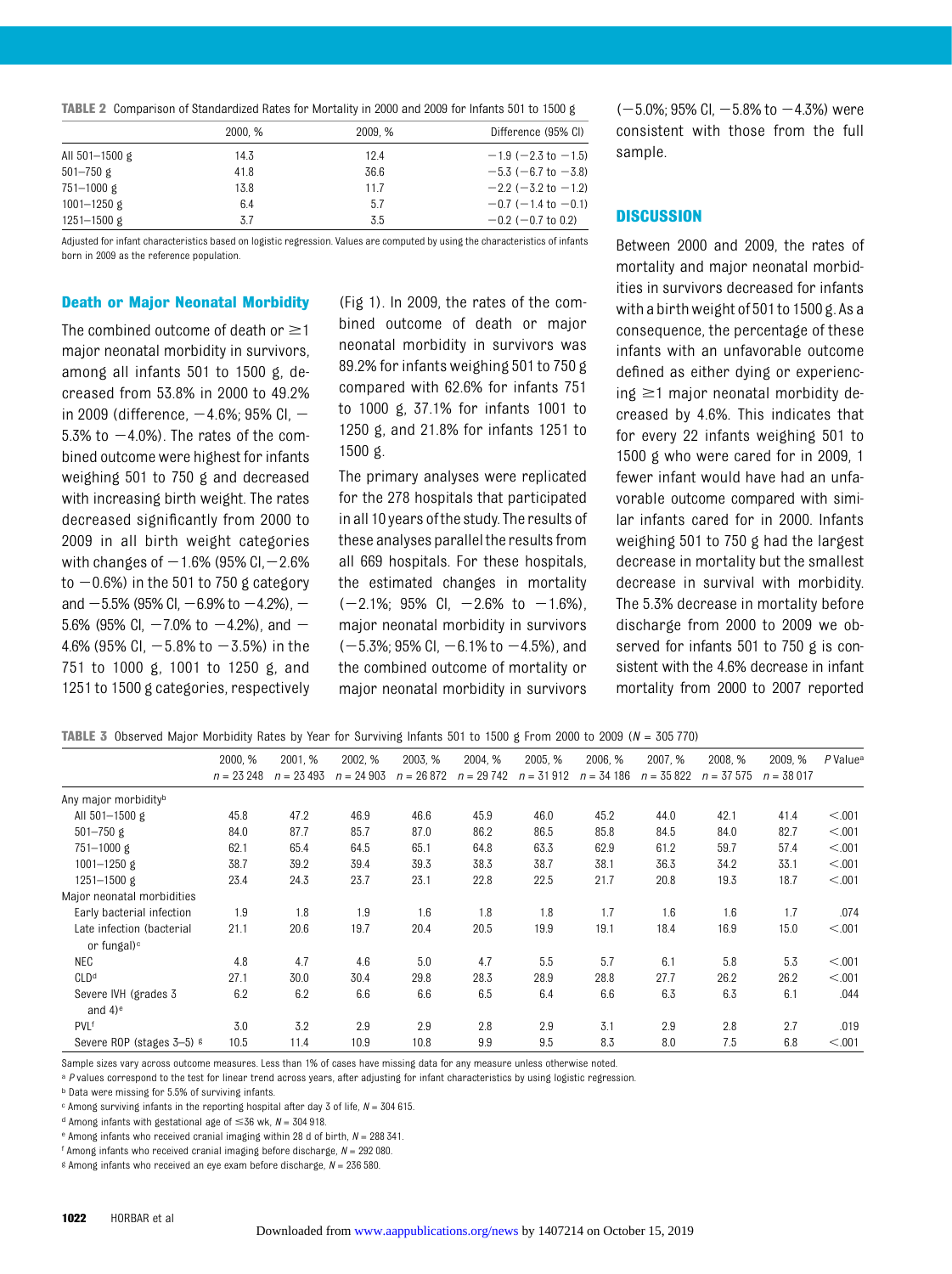**TABLE 2** Comparison of Standardized Rates for Mortality in 2000 and 2009 for Infants 501 to 1500 g

| | 2000, % | 2009, % | Difference (95% CI) |
|---|---|---|---|
| All 501–1500 g | 14.3 | 12.4 | −1.9 (−2.3 to −1.5) |
| 501–750 g | 41.8 | 36.6 | −5.3 (−6.7 to −3.8) |
| 751–1000 g | 13.8 | 11.7 | −2.2 (−3.2 to −1.2) |
| 1001–1250 g | 6.4 | 5.7 | −0.7 (−1.4 to −0.1) |
| 1251–1500 g | 3.7 | 3.5 | −0.2 (−0.7 to 0.2) |

Adjusted for infant characteristics based on logistic regression. Values are computed by using the characteristics of infants born in 2009 as the reference population.

### Death or Major Neonatal Morbidity

The combined outcome of death or ≥1 major neonatal morbidity in survivors, among all infants 501 to 1500 g, decreased from 53.8% in 2000 to 49.2% in 2009 (difference, −4.6%; 95% CI, −5.3% to −4.0%). The rates of the combined outcome were highest for infants weighing 501 to 750 g and decreased with increasing birth weight. The rates decreased significantly from 2000 to 2009 in all birth weight categories with changes of −1.6% (95% CI, −2.6% to −0.6%) in the 501 to 750 g category and −5.5% (95% CI, −6.9% to −4.2%), −5.6% (95% CI, −7.0% to −4.2%), and −4.6% (95% CI, −5.8% to −3.5%) in the 751 to 1000 g, 1001 to 1250 g, and 1251 to 1500 g categories, respectively (Fig 1). In 2009, the rates of the combined outcome of death or major neonatal morbidity in survivors was 89.2% for infants weighing 501 to 750 g compared with 62.6% for infants 751 to 1000 g, 37.1% for infants 1001 to 1250 g, and 21.8% for infants 1251 to 1500 g.

The primary analyses were replicated for the 278 hospitals that participated in all 10 years of the study. The results of these analyses parallel the results from all 669 hospitals. For these hospitals, the estimated changes in mortality (−2.1%; 95% CI, −2.6% to −1.6%), major neonatal morbidity in survivors (−5.3%; 95% CI, −6.1% to −4.5%), and the combined outcome of mortality or major neonatal morbidity in survivors (−5.0%; 95% CI, −5.8% to −4.3%) were consistent with those from the full sample.

## DISCUSSION

Between 2000 and 2009, the rates of mortality and major neonatal morbidities in survivors decreased for infants with a birth weight of 501 to 1500 g. As a consequence, the percentage of these infants with an unfavorable outcome defined as either dying or experiencing ≥1 major neonatal morbidity decreased by 4.6%. This indicates that for every 22 infants weighing 501 to 1500 g who were cared for in 2009, 1 fewer infant would have had an unfavorable outcome compared with similar infants cared for in 2000. Infants weighing 501 to 750 g had the largest decrease in mortality but the smallest decrease in survival with morbidity. The 5.3% decrease in mortality before discharge from 2000 to 2009 we observed for infants 501 to 750 g is consistent with the 4.6% decrease in infant mortality from 2000 to 2007 reported

**TABLE 3** Observed Major Morbidity Rates by Year for Surviving Infants 501 to 1500 g From 2000 to 2009 ($N$ = 305 770)

| | 2000, % $n$ = 23 248 | 2001, % $n$ = 23 493 | 2002, % $n$ = 24 903 | 2003, % $n$ = 26 872 | 2004, % $n$ = 29 742 | 2005, % $n$ = 31 912 | 2006, % $n$ = 34 186 | 2007, % $n$ = 35 822 | 2008, % $n$ = 37 575 | 2009, % $n$ = 38 017 | $P$ Value[a] |
|---|---|---|---|---|---|---|---|---|---|---|---|
| Any major morbidity[b] | | | | | | | | | | | |
| All 501–1500 g | 45.8 | 47.2 | 46.9 | 46.6 | 45.9 | 46.0 | 45.2 | 44.0 | 42.1 | 41.4 | <.001 |
| 501–750 g | 84.0 | 87.7 | 85.7 | 87.0 | 86.2 | 86.5 | 85.8 | 84.5 | 84.0 | 82.7 | <.001 |
| 751–1000 g | 62.1 | 65.4 | 64.5 | 65.1 | 64.8 | 63.3 | 62.9 | 61.2 | 59.7 | 57.4 | <.001 |
| 1001–1250 g | 38.7 | 39.2 | 39.4 | 39.3 | 38.3 | 38.7 | 38.1 | 36.3 | 34.2 | 33.1 | <.001 |
| 1251–1500 g | 23.4 | 24.3 | 23.7 | 23.1 | 22.8 | 22.5 | 21.7 | 20.8 | 19.3 | 18.7 | <.001 |
| Major neonatal morbidities | | | | | | | | | | | |
| Early bacterial infection | 1.9 | 1.8 | 1.9 | 1.6 | 1.8 | 1.8 | 1.7 | 1.6 | 1.6 | 1.7 | .074 |
| Late infection (bacterial or fungal)[c] | 21.1 | 20.6 | 19.7 | 20.4 | 20.5 | 19.9 | 19.1 | 18.4 | 16.9 | 15.0 | <.001 |
| NEC | 4.8 | 4.7 | 4.6 | 5.0 | 4.7 | 5.5 | 5.7 | 6.1 | 5.8 | 5.3 | <.001 |
| CLD[d] | 27.1 | 30.0 | 30.4 | 29.8 | 28.3 | 28.9 | 28.8 | 27.7 | 26.2 | 26.2 | <.001 |
| Severe IVH (grades 3 and 4)[e] | 6.2 | 6.2 | 6.6 | 6.6 | 6.5 | 6.4 | 6.6 | 6.3 | 6.3 | 6.1 | .044 |
| PVL[f] | 3.0 | 3.2 | 2.9 | 2.9 | 2.8 | 2.9 | 3.1 | 2.9 | 2.8 | 2.7 | .019 |
| Severe ROP (stages 3–5)[g] | 10.5 | 11.4 | 10.9 | 10.8 | 9.9 | 9.5 | 8.3 | 8.0 | 7.5 | 6.8 | <.001 |

Sample sizes vary across outcome measures. Less than 1% of cases have missing data for any measure unless otherwise noted.
[a] $P$ values correspond to the test for linear trend across years, after adjusting for infant characteristics by using logistic regression.
[b] Data were missing for 5.5% of surviving infants.
[c] Among surviving infants in the reporting hospital after day 3 of life, $N$ = 304 615.
[d] Among infants with gestational age of ≤36 wk, $N$ = 304 918.
[e] Among infants who received cranial imaging within 28 d of birth, $N$ = 288 341.
[f] Among infants who received cranial imaging before discharge, $N$ = 292 080.
[g] Among infants who received an eye exam before discharge, $N$ = 236 580.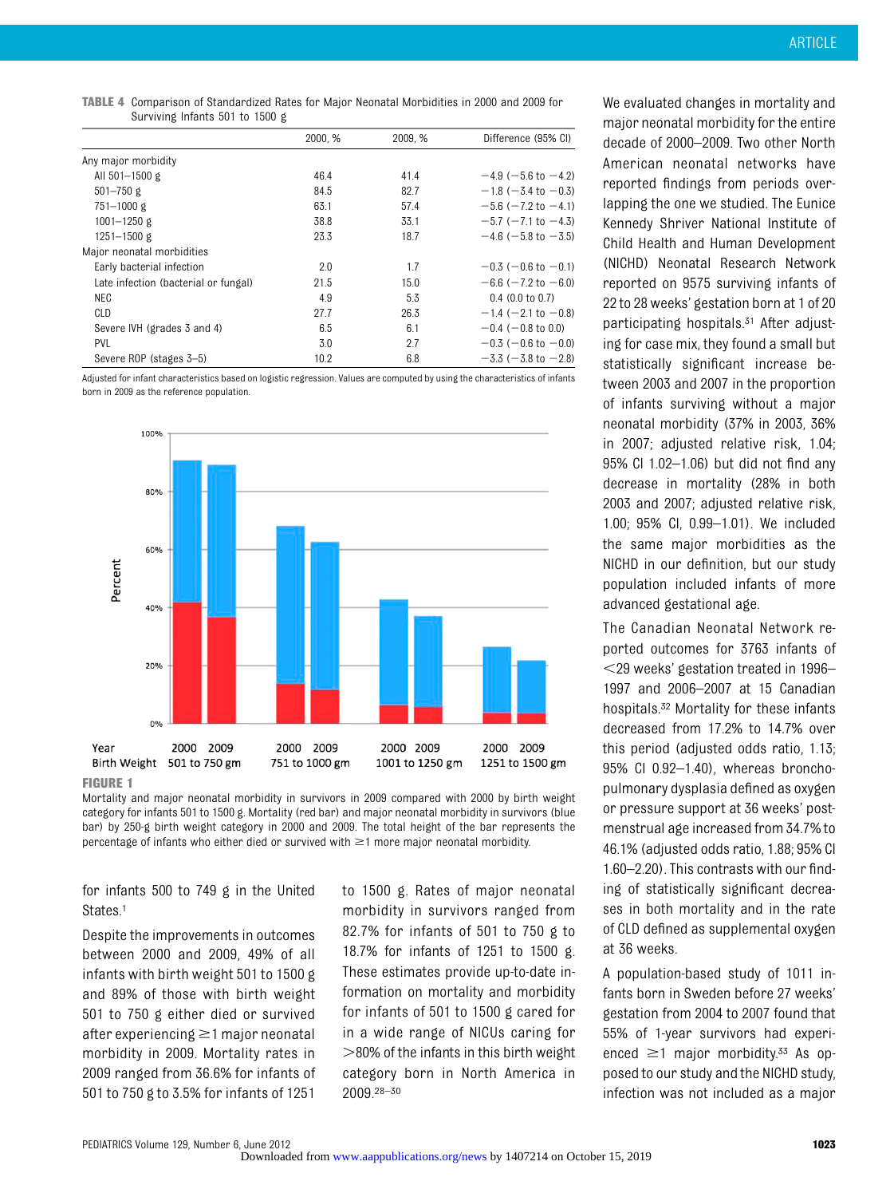**TABLE 4** Comparison of Standardized Rates for Major Neonatal Morbidities in 2000 and 2009 for Surviving Infants 501 to 1500 g

| | 2000, % | 2009, % | Difference (95% CI) |
|---|---|---|---|
| Any major morbidity | | | |
| All 501–1500 g | 46.4 | 41.4 | −4.9 (−5.6 to −4.2) |
| 501–750 g | 84.5 | 82.7 | −1.8 (−3.4 to −0.3) |
| 751–1000 g | 63.1 | 57.4 | −5.6 (−7.2 to −4.1) |
| 1001–1250 g | 38.8 | 33.1 | −5.7 (−7.1 to −4.3) |
| 1251–1500 g | 23.3 | 18.7 | −4.6 (−5.8 to −3.5) |
| Major neonatal morbidities | | | |
| Early bacterial infection | 2.0 | 1.7 | −0.3 (−0.6 to −0.1) |
| Late infection (bacterial or fungal) | 21.5 | 15.0 | −6.6 (−7.2 to −6.0) |
| NEC | 4.9 | 5.3 | 0.4 (0.0 to 0.7) |
| CLD | 27.7 | 26.3 | −1.4 (−2.1 to −0.8) |
| Severe IVH (grades 3 and 4) | 6.5 | 6.1 | −0.4 (−0.8 to 0.0) |
| PVL | 3.0 | 2.7 | −0.3 (−0.6 to −0.0) |
| Severe ROP (stages 3–5) | 10.2 | 6.8 | −3.3 (−3.8 to −2.8) |

Adjusted for infant characteristics based on logistic regression. Values are computed by using the characteristics of infants born in 2009 as the reference population.

**FIGURE 1**

Mortality and major neonatal morbidity in survivors in 2009 compared with 2000 by birth weight category for infants 501 to 1500 g. Mortality (red bar) and major neonatal morbidity in survivors (blue bar) by 250-g birth weight category in 2000 and 2009. The total height of the bar represents the percentage of infants who either died or survived with ≥1 more major neonatal morbidity.

for infants 500 to 749 g in the United States.[1]

Despite the improvements in outcomes between 2000 and 2009, 49% of all infants with birth weight 501 to 1500 g and 89% of those with birth weight 501 to 750 g either died or survived after experiencing ≥1 major neonatal morbidity in 2009. Mortality rates in 2009 ranged from 36.6% for infants of 501 to 750 g to 3.5% for infants of 1251 to 1500 g. Rates of major neonatal morbidity in survivors ranged from 82.7% for infants of 501 to 750 g to 18.7% for infants of 1251 to 1500 g. These estimates provide up-to-date information on mortality and morbidity for infants of 501 to 1500 g cared for in a wide range of NICUs caring for >80% of the infants in this birth weight category born in North America in 2009.[28–30]

We evaluated changes in mortality and major neonatal morbidity for the entire decade of 2000–2009. Two other North American neonatal networks have reported findings from periods overlapping the one we studied. The Eunice Kennedy Shriver National Institute of Child Health and Human Development (NICHD) Neonatal Research Network reported on 9575 surviving infants of 22 to 28 weeks' gestation born at 1 of 20 participating hospitals.[31] After adjusting for case mix, they found a small but statistically significant increase between 2003 and 2007 in the proportion of infants surviving without a major neonatal morbidity (37% in 2003, 36% in 2007; adjusted relative risk, 1.04; 95% CI 1.02–1.06) but did not find any decrease in mortality (28% in both 2003 and 2007; adjusted relative risk, 1.00; 95% CI, 0.99–1.01). We included the same major morbidities as the NICHD in our definition, but our study population included infants of more advanced gestational age.

The Canadian Neonatal Network reported outcomes for 3763 infants of <29 weeks' gestation treated in 1996–1997 and 2006–2007 at 15 Canadian hospitals.[32] Mortality for these infants decreased from 17.2% to 14.7% over this period (adjusted odds ratio, 1.13; 95% CI 0.92–1.40), whereas bronchopulmonary dysplasia defined as oxygen or pressure support at 36 weeks' postmenstrual age increased from 34.7% to 46.1% (adjusted odds ratio, 1.88; 95% CI 1.60–2.20). This contrasts with our finding of statistically significant decreases in both mortality and in the rate of CLD defined as supplemental oxygen at 36 weeks.

A population-based study of 1011 infants born in Sweden before 27 weeks' gestation from 2004 to 2007 found that 55% of 1-year survivors had experienced ≥1 major morbidity.[33] As opposed to our study and the NICHD study, infection was not included as a major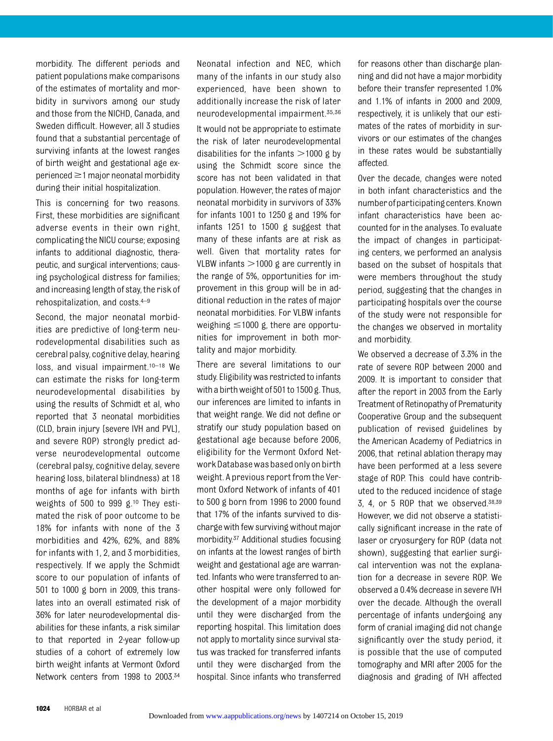morbidity. The different periods and patient populations make comparisons of the estimates of mortality and morbidity in survivors among our study and those from the NICHD, Canada, and Sweden difficult. However, all 3 studies found that a substantial percentage of surviving infants at the lowest ranges of birth weight and gestational age experienced ≥1 major neonatal morbidity during their initial hospitalization.

This is concerning for two reasons. First, these morbidities are significant adverse events in their own right, complicating the NICU course; exposing infants to additional diagnostic, therapeutic, and surgical interventions; causing psychological distress for families; and increasing length of stay, the risk of rehospitalization, and costs.[4–9]

Second, the major neonatal morbidities are predictive of long-term neurodevelopmental disabilities such as cerebral palsy, cognitive delay, hearing loss, and visual impairment.[10–18] We can estimate the risks for long-term neurodevelopmental disabilities by using the results of Schmidt et al, who reported that 3 neonatal morbidities (CLD, brain injury [severe IVH and PVL], and severe ROP) strongly predict adverse neurodevelopmental outcome (cerebral palsy, cognitive delay, severe hearing loss, bilateral blindness) at 18 months of age for infants with birth weights of 500 to 999 g.[10] They estimated the risk of poor outcome to be 18% for infants with none of the 3 morbidities and 42%, 62%, and 88% for infants with 1, 2, and 3 morbidities, respectively. If we apply the Schmidt score to our population of infants of 501 to 1000 g born in 2009, this translates into an overall estimated risk of 36% for later neurodevelopmental disabilities for these infants, a risk similar to that reported in 2-year follow-up studies of a cohort of extremely low birth weight infants at Vermont Oxford Network centers from 1998 to 2003.[34] Neonatal infection and NEC, which many of the infants in our study also experienced, have been shown to additionally increase the risk of later neurodevelopmental impairment.[35,36]

It would not be appropriate to estimate the risk of later neurodevelopmental disabilities for the infants >1000 g by using the Schmidt score since the score has not been validated in that population. However, the rates of major neonatal morbidity in survivors of 33% for infants 1001 to 1250 g and 19% for infants 1251 to 1500 g suggest that many of these infants are at risk as well. Given that mortality rates for VLBW infants >1000 g are currently in the range of 5%, opportunities for improvement in this group will be in additional reduction in the rates of major neonatal morbidities. For VLBW infants weighing ≤1000 g, there are opportunities for improvement in both mortality and major morbidity.

There are several limitations to our study. Eligibility was restricted to infants with a birth weight of 501 to 1500 g. Thus, our inferences are limited to infants in that weight range. We did not define or stratify our study population based on gestational age because before 2006, eligibility for the Vermont Oxford Network Database was based only on birth weight. A previous report from the Vermont Oxford Network of infants of 401 to 500 g born from 1996 to 2000 found that 17% of the infants survived to discharge with few surviving without major morbidity.[37] Additional studies focusing on infants at the lowest ranges of birth weight and gestational age are warranted. Infants who were transferred to another hospital were only followed for the development of a major morbidity until they were discharged from the reporting hospital. This limitation does not apply to mortality since survival status was tracked for transferred infants until they were discharged from the hospital. Since infants who transferred for reasons other than discharge planning and did not have a major morbidity before their transfer represented 1.0% and 1.1% of infants in 2000 and 2009, respectively, it is unlikely that our estimates of the rates of morbidity in survivors or our estimates of the changes in these rates would be substantially affected.

Over the decade, changes were noted in both infant characteristics and the number of participating centers. Known infant characteristics have been accounted for in the analyses. To evaluate the impact of changes in participating centers, we performed an analysis based on the subset of hospitals that were members throughout the study period, suggesting that the changes in participating hospitals over the course of the study were not responsible for the changes we observed in mortality and morbidity.

We observed a decrease of 3.3% in the rate of severe ROP between 2000 and 2009. It is important to consider that after the report in 2003 from the Early Treatment of Retinopathy of Prematurity Cooperative Group and the subsequent publication of revised guidelines by the American Academy of Pediatrics in 2006, that retinal ablation therapy may have been performed at a less severe stage of ROP. This could have contributed to the reduced incidence of stage 3, 4, or 5 ROP that we observed.[38,39] However, we did not observe a statistically significant increase in the rate of laser or cryosurgery for ROP (data not shown), suggesting that earlier surgical intervention was not the explanation for a decrease in severe ROP. We observed a 0.4% decrease in severe IVH over the decade. Although the overall percentage of infants undergoing any form of cranial imaging did not change significantly over the study period, it is possible that the use of computed tomography and MRI after 2005 for the diagnosis and grading of IVH affected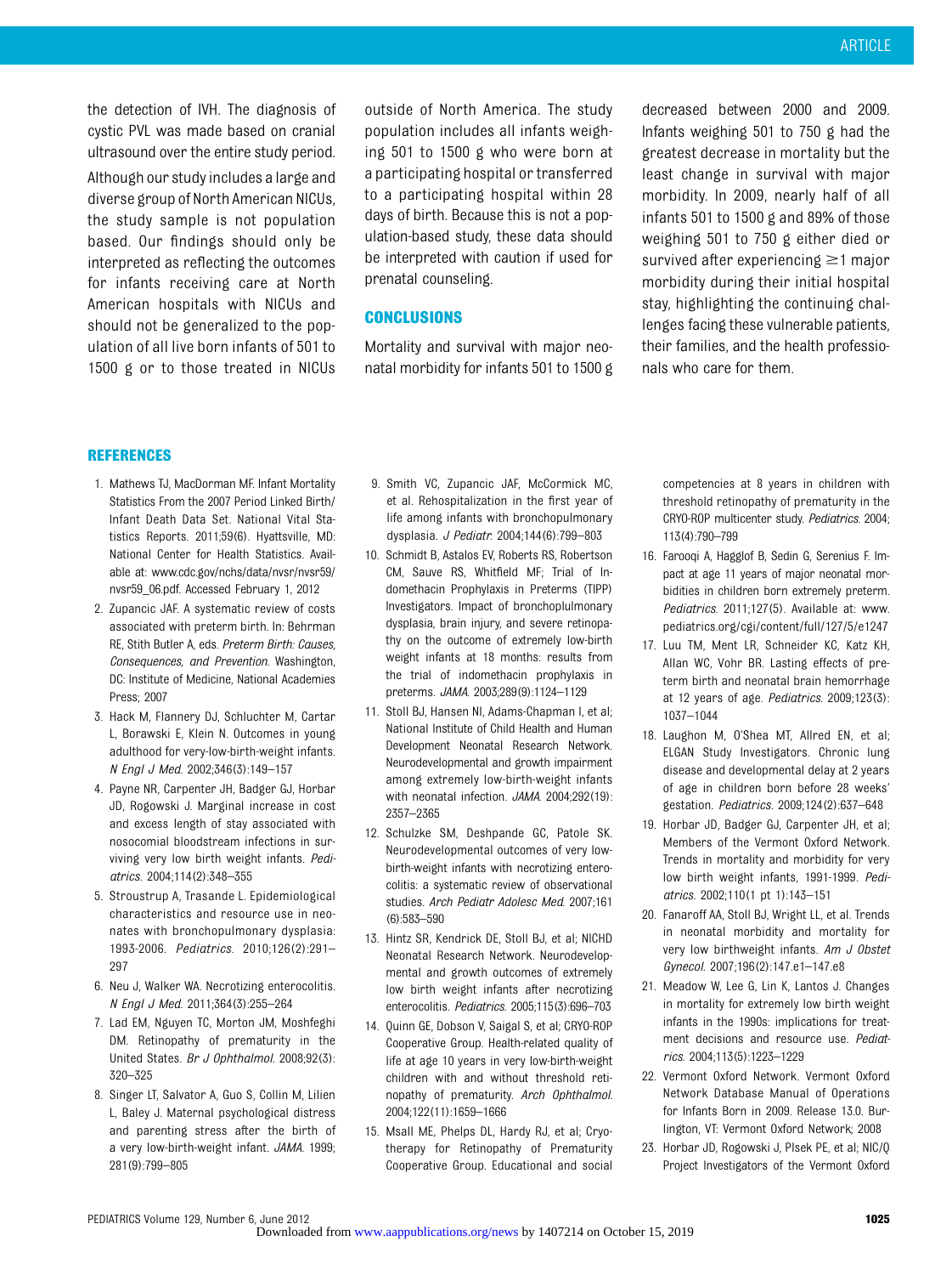the detection of IVH. The diagnosis of cystic PVL was made based on cranial ultrasound over the entire study period.

Although our study includes a large and diverse group of North American NICUs, the study sample is not population based. Our findings should only be interpreted as reflecting the outcomes for infants receiving care at North American hospitals with NICUs and should not be generalized to the population of all live born infants of 501 to 1500 g or to those treated in NICUs outside of North America. The study population includes all infants weighing 501 to 1500 g who were born at a participating hospital or transferred to a participating hospital within 28 days of birth. Because this is not a population-based study, these data should be interpreted with caution if used for prenatal counseling.

## CONCLUSIONS

Mortality and survival with major neonatal morbidity for infants 501 to 1500 g decreased between 2000 and 2009. Infants weighing 501 to 750 g had the greatest decrease in mortality but the least change in survival with major morbidity. In 2009, nearly half of all infants 501 to 1500 g and 89% of those weighing 501 to 750 g either died or survived after experiencing ≥1 major morbidity during their initial hospital stay, highlighting the continuing challenges facing these vulnerable patients, their families, and the health professionals who care for them.

## REFERENCES

1. Mathews TJ, MacDorman MF. Infant Mortality Statistics From the 2007 Period Linked Birth/Infant Death Data Set. National Vital Statistics Reports. 2011;59(6). Hyattsville, MD: National Center for Health Statistics. Available at: www.cdc.gov/nchs/data/nvsr/nvsr59/nvsr59_06.pdf. Accessed February 1, 2012
2. Zupancic JAF. A systematic review of costs associated with preterm birth. In: Behrman RE, Stith Butler A, eds. *Preterm Birth: Causes, Consequences, and Prevention*. Washington, DC: Institute of Medicine, National Academies Press; 2007
3. Hack M, Flannery DJ, Schluchter M, Cartar L, Borawski E, Klein N. Outcomes in young adulthood for very-low-birth-weight infants. *N Engl J Med*. 2002;346(3):149–157
4. Payne NR, Carpenter JH, Badger GJ, Horbar JD, Rogowski J. Marginal increase in cost and excess length of stay associated with nosocomial bloodstream infections in surviving very low birth weight infants. *Pediatrics*. 2004;114(2):348–355
5. Stroustrup A, Trasande L. Epidemiological characteristics and resource use in neonates with bronchopulmonary dysplasia: 1993-2006. *Pediatrics*. 2010;126(2):291–297
6. Neu J, Walker WA. Necrotizing enterocolitis. *N Engl J Med*. 2011;364(3):255–264
7. Lad EM, Nguyen TC, Morton JM, Moshfeghi DM. Retinopathy of prematurity in the United States. *Br J Ophthalmol*. 2008;92(3):320–325
8. Singer LT, Salvator A, Guo S, Collin M, Lilien L, Baley J. Maternal psychological distress and parenting stress after the birth of a very low-birth-weight infant. *JAMA*. 1999;281(9):799–805
9. Smith VC, Zupancic JAF, McCormick MC, et al. Rehospitalization in the first year of life among infants with bronchopulmonary dysplasia. *J Pediatr*. 2004;144(6):799–803
10. Schmidt B, Astalos EV, Roberts RS, Robertson CM, Sauve RS, Whitfield MF; Trial of Indomethacin Prophylaxis in Preterms (TIPP) Investigators. Impact of bronchoplulmonary dysplasia, brain injury, and severe retinopathy on the outcome of extremely low-birth weight infants at 18 months: results from the trial of indomethacin prophylaxis in preterms. *JAMA*. 2003;289(9):1124–1129
11. Stoll BJ, Hansen NI, Adams-Chapman I, et al; National Institute of Child Health and Human Development Neonatal Research Network. Neurodevelopmental and growth impairment among extremely low-birth-weight infants with neonatal infection. *JAMA*. 2004;292(19):2357–2365
12. Schulzke SM, Deshpande GC, Patole SK. Neurodevelopmental outcomes of very low-birth-weight infants with necrotizing enterocolitis: a systematic review of observational studies. *Arch Pediatr Adolesc Med*. 2007;161(6):583–590
13. Hintz SR, Kendrick DE, Stoll BJ, et al; NICHD Neonatal Research Network. Neurodevelopmental and growth outcomes of extremely low birth weight infants after necrotizing enterocolitis. *Pediatrics*. 2005;115(3):696–703
14. Quinn GE, Dobson V, Saigal S, et al; CRYO-ROP Cooperative Group. Health-related quality of life at age 10 years in very low-birth-weight children with and without threshold retinopathy of prematurity. *Arch Ophthalmol*. 2004;122(11):1659–1666
15. Msall ME, Phelps DL, Hardy RJ, et al; Cryotherapy for Retinopathy of Prematurity Cooperative Group. Educational and social competencies at 8 years in children with threshold retinopathy of prematurity in the CRYO-ROP multicenter study. *Pediatrics*. 2004;113(4):790–799
16. Farooqi A, Hagglof B, Sedin G, Serenius F. Impact at age 11 years of major neonatal morbidities in children born extremely preterm. *Pediatrics*. 2011;127(5). Available at: www.pediatrics.org/cgi/content/full/127/5/e1247
17. Luu TM, Ment LR, Schneider KC, Katz KH, Allan WC, Vohr BR. Lasting effects of preterm birth and neonatal brain hemorrhage at 12 years of age. *Pediatrics*. 2009;123(3):1037–1044
18. Laughon M, O'Shea MT, Allred EN, et al; ELGAN Study Investigators. Chronic lung disease and developmental delay at 2 years of age in children born before 28 weeks' gestation. *Pediatrics*. 2009;124(2):637–648
19. Horbar JD, Badger GJ, Carpenter JH, et al; Members of the Vermont Oxford Network. Trends in mortality and morbidity for very low birth weight infants, 1991-1999. *Pediatrics*. 2002;110(1 pt 1):143–151
20. Fanaroff AA, Stoll BJ, Wright LL, et al. Trends in neonatal morbidity and mortality for very low birthweight infants. *Am J Obstet Gynecol*. 2007;196(2):147.e1–147.e8
21. Meadow W, Lee G, Lin K, Lantos J. Changes in mortality for extremely low birth weight infants in the 1990s: implications for treatment decisions and resource use. *Pediatrics*. 2004;113(5):1223–1229
22. Vermont Oxford Network. Vermont Oxford Network Database Manual of Operations for Infants Born in 2009. Release 13.0. Burlington, VT: Vermont Oxford Network; 2008
23. Horbar JD, Rogowski J, Plsek PE, et al; NIC/Q Project Investigators of the Vermont Oxford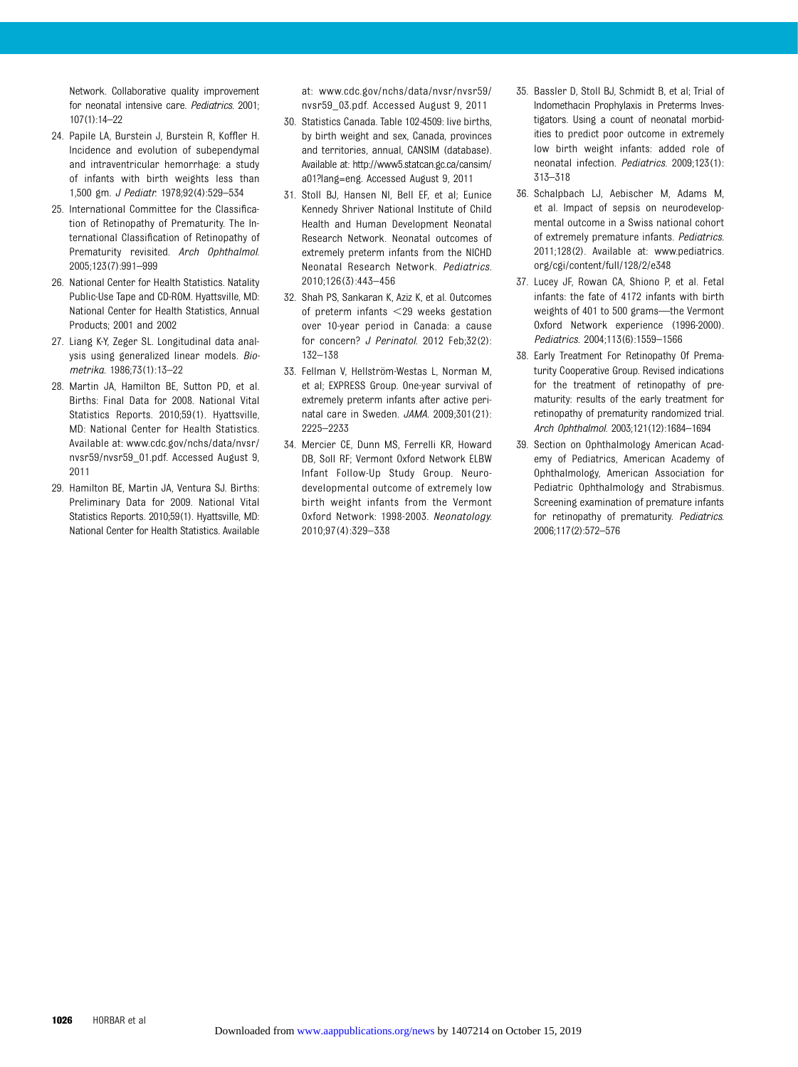Network. Collaborative quality improvement for neonatal intensive care. *Pediatrics*. 2001; 107(1):14–22

24. Papile LA, Burstein J, Burstein R, Koffler H. Incidence and evolution of subependymal and intraventricular hemorrhage: a study of infants with birth weights less than 1,500 gm. *J Pediatr*. 1978;92(4):529–534
25. International Committee for the Classification of Retinopathy of Prematurity. The International Classification of Retinopathy of Prematurity revisited. *Arch Ophthalmol*. 2005;123(7):991–999
26. National Center for Health Statistics. Natality Public-Use Tape and CD-ROM. Hyattsville, MD: National Center for Health Statistics, Annual Products; 2001 and 2002
27. Liang K-Y, Zeger SL. Longitudinal data analysis using generalized linear models. *Biometrika*. 1986;73(1):13–22
28. Martin JA, Hamilton BE, Sutton PD, et al. Births: Final Data for 2008. National Vital Statistics Reports. 2010;59(1). Hyattsville, MD: National Center for Health Statistics. Available at: www.cdc.gov/nchs/data/nvsr/nvsr59/nvsr59_01.pdf. Accessed August 9, 2011
29. Hamilton BE, Martin JA, Ventura SJ. Births: Preliminary Data for 2009. National Vital Statistics Reports. 2010;59(1). Hyattsville, MD: National Center for Health Statistics. Available at: www.cdc.gov/nchs/data/nvsr/nvsr59/nvsr59_03.pdf. Accessed August 9, 2011
30. Statistics Canada. Table 102-4509: live births, by birth weight and sex, Canada, provinces and territories, annual, CANSIM (database). Available at: http://www5.statcan.gc.ca/cansim/a01?lang=eng. Accessed August 9, 2011
31. Stoll BJ, Hansen NI, Bell EF, et al; Eunice Kennedy Shriver National Institute of Child Health and Human Development Neonatal Research Network. Neonatal outcomes of extremely preterm infants from the NICHD Neonatal Research Network. *Pediatrics*. 2010;126(3):443–456
32. Shah PS, Sankaran K, Aziz K, et al. Outcomes of preterm infants <29 weeks gestation over 10-year period in Canada: a cause for concern? *J Perinatol*. 2012 Feb;32(2): 132–138
33. Fellman V, Hellström-Westas L, Norman M, et al; EXPRESS Group. One-year survival of extremely preterm infants after active perinatal care in Sweden. *JAMA*. 2009;301(21): 2225–2233
34. Mercier CE, Dunn MS, Ferrelli KR, Howard DB, Soll RF; Vermont Oxford Network ELBW Infant Follow-Up Study Group. Neurodevelopmental outcome of extremely low birth weight infants from the Vermont Oxford Network: 1998-2003. *Neonatology*. 2010;97(4):329–338
35. Bassler D, Stoll BJ, Schmidt B, et al; Trial of Indomethacin Prophylaxis in Preterms Investigators. Using a count of neonatal morbidities to predict poor outcome in extremely low birth weight infants: added role of neonatal infection. *Pediatrics*. 2009;123(1): 313–318
36. Schalpbach LJ, Aebischer M, Adams M, et al. Impact of sepsis on neurodevelopmental outcome in a Swiss national cohort of extremely premature infants. *Pediatrics*. 2011;128(2). Available at: www.pediatrics.org/cgi/content/full/128/2/e348
37. Lucey JF, Rowan CA, Shiono P, et al. Fetal infants: the fate of 4172 infants with birth weights of 401 to 500 grams—the Vermont Oxford Network experience (1996-2000). *Pediatrics*. 2004;113(6):1559–1566
38. Early Treatment For Retinopathy Of Prematurity Cooperative Group. Revised indications for the treatment of retinopathy of prematurity: results of the early treatment for retinopathy of prematurity randomized trial. *Arch Ophthalmol*. 2003;121(12):1684–1694
39. Section on Ophthalmology American Academy of Pediatrics, American Academy of Ophthalmology, American Association for Pediatric Ophthalmology and Strabismus. Screening examination of premature infants for retinopathy of prematurity. *Pediatrics*. 2006;117(2):572–576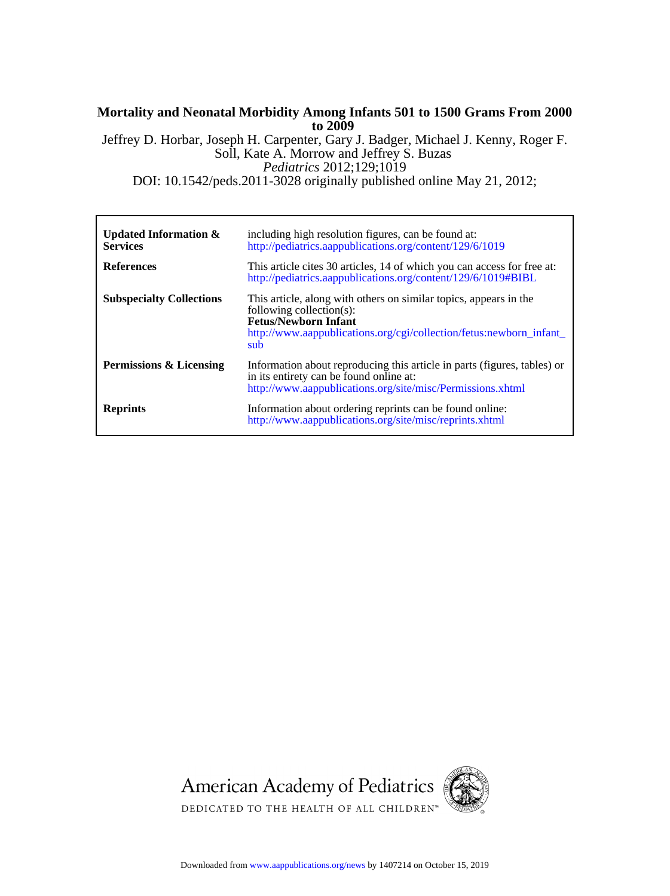# Mortality and Neonatal Morbidity Among Infants 501 to 1500 Grams From 2000 to 2009

Jeffrey D. Horbar, Joseph H. Carpenter, Gary J. Badger, Michael J. Kenny, Roger F. Soll, Kate A. Morrow and Jeffrey S. Buzas

*Pediatrics* 2012;129;1019

DOI: 10.1542/peds.2011-3028 originally published online May 21, 2012;

| | |
|---|---|
| **Updated Information & Services** | including high resolution figures, can be found at: http://pediatrics.aappublications.org/content/129/6/1019 |
| **References** | This article cites 30 articles, 14 of which you can access for free at: http://pediatrics.aappublications.org/content/129/6/1019#BIBL |
| **Subspecialty Collections** | This article, along with others on similar topics, appears in the following collection(s): **Fetus/Newborn Infant** http://www.aappublications.org/cgi/collection/fetus:newborn_infant_sub |
| **Permissions & Licensing** | Information about reproducing this article in parts (figures, tables) or in its entirety can be found online at: http://www.aappublications.org/site/misc/Permissions.xhtml |
| **Reprints** | Information about ordering reprints can be found online: http://www.aappublications.org/site/misc/reprints.xhtml |

American Academy of Pediatrics

DEDICATED TO THE HEALTH OF ALL CHILDREN™

Downloaded from www.aappublications.org/news by 1407214 on October 15, 2019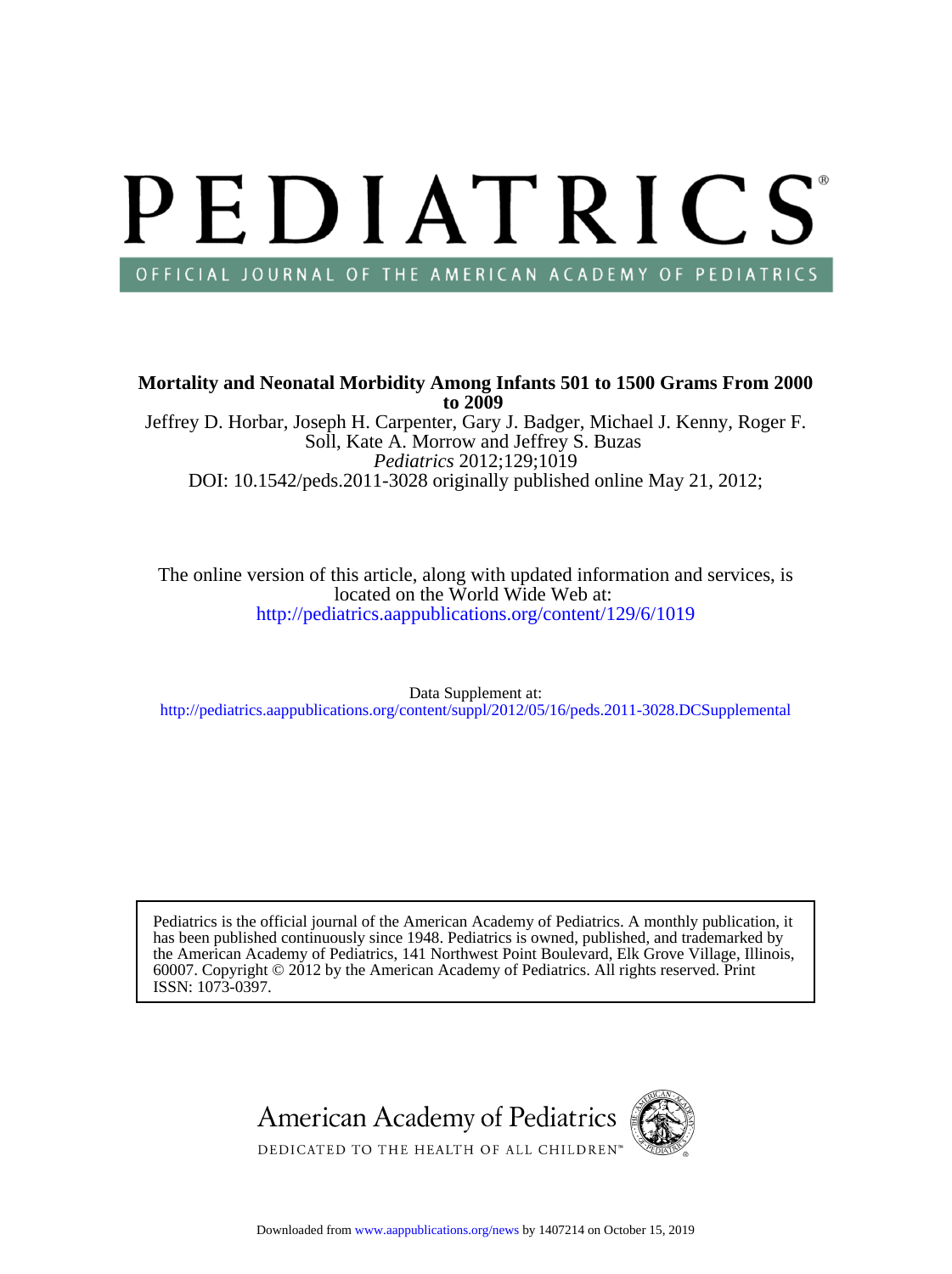# PEDIATRICS®

OFFICIAL JOURNAL OF THE AMERICAN ACADEMY OF PEDIATRICS

**Mortality and Neonatal Morbidity Among Infants 501 to 1500 Grams From 2000 to 2009**

Jeffrey D. Horbar, Joseph H. Carpenter, Gary J. Badger, Michael J. Kenny, Roger F. Soll, Kate A. Morrow and Jeffrey S. Buzas

*Pediatrics* 2012;129;1019

DOI: 10.1542/peds.2011-3028 originally published online May 21, 2012;

The online version of this article, along with updated information and services, is located on the World Wide Web at:

http://pediatrics.aappublications.org/content/129/6/1019

Data Supplement at:

http://pediatrics.aappublications.org/content/suppl/2012/05/16/peds.2011-3028.DCSupplemental

Pediatrics is the official journal of the American Academy of Pediatrics. A monthly publication, it has been published continuously since 1948. Pediatrics is owned, published, and trademarked by the American Academy of Pediatrics, 141 Northwest Point Boulevard, Elk Grove Village, Illinois, 60007. Copyright © 2012 by the American Academy of Pediatrics. All rights reserved. Print ISSN: 1073-0397.

American Academy of Pediatrics

DEDICATED TO THE HEALTH OF ALL CHILDREN™

Downloaded from www.aappublications.org/news by 1407214 on October 15, 2019